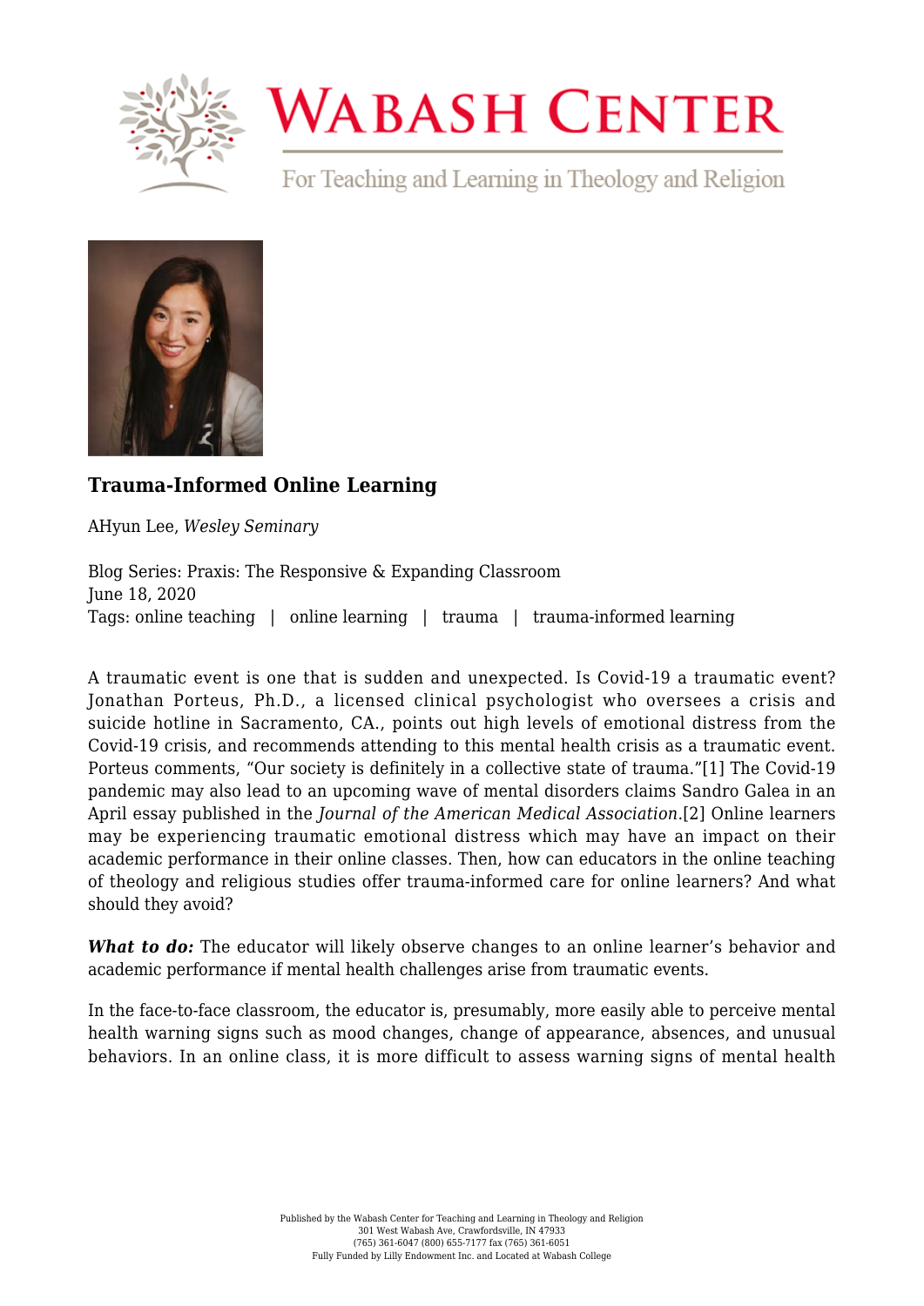# Trauma-Informed Online Learning

AHyun Lee, *Wesley Seminary*

Blog Series: Praxis: The Responsive & Expanding Classroom
June 18, 2020
Tags: online teaching | online learning | trauma | trauma-informed learning

A traumatic event is one that is sudden and unexpected. Is Covid-19 a traumatic event? Jonathan Porteus, Ph.D., a licensed clinical psychologist who oversees a crisis and suicide hotline in Sacramento, CA., points out high levels of emotional distress from the Covid-19 crisis, and recommends attending to this mental health crisis as a traumatic event. Porteus comments, "Our society is definitely in a collective state of trauma."[1] The Covid-19 pandemic may also lead to an upcoming wave of mental disorders claims Sandro Galea in an April essay published in the *Journal of the American Medical Association*.[2] Online learners may be experiencing traumatic emotional distress which may have an impact on their academic performance in their online classes. Then, how can educators in the online teaching of theology and religious studies offer trauma-informed care for online learners? And what should they avoid?

***What to do:*** The educator will likely observe changes to an online learner's behavior and academic performance if mental health challenges arise from traumatic events.

In the face-to-face classroom, the educator is, presumably, more easily able to perceive mental health warning signs such as mood changes, change of appearance, absences, and unusual behaviors. In an online class, it is more difficult to assess warning signs of mental health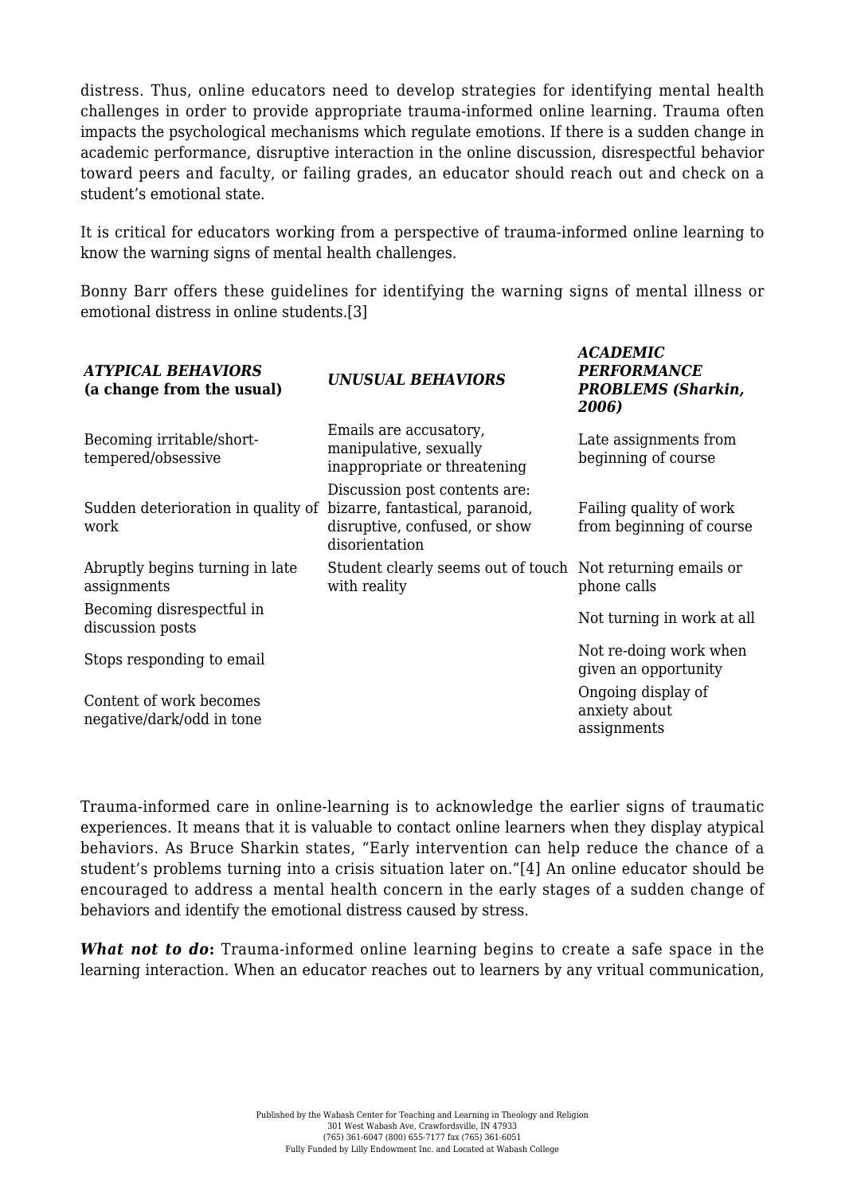distress. Thus, online educators need to develop strategies for identifying mental health challenges in order to provide appropriate trauma-informed online learning. Trauma often impacts the psychological mechanisms which regulate emotions. If there is a sudden change in academic performance, disruptive interaction in the online discussion, disrespectful behavior toward peers and faculty, or failing grades, an educator should reach out and check on a student's emotional state.

It is critical for educators working from a perspective of trauma-informed online learning to know the warning signs of mental health challenges.

Bonny Barr offers these guidelines for identifying the warning signs of mental illness or emotional distress in online students.[3]

| ***ATYPICAL BEHAVIORS*** **(a change from the usual)** | ***UNUSUAL BEHAVIORS*** | ***ACADEMIC PERFORMANCE PROBLEMS (Sharkin, 2006)*** |
|---|---|---|
| Becoming irritable/short-tempered/obsessive | Emails are accusatory, manipulative, sexually inappropriate or threatening | Late assignments from beginning of course |
| Sudden deterioration in quality of work | Discussion post contents are: bizarre, fantastical, paranoid, disruptive, confused, or show disorientation | Failing quality of work from beginning of course |
| Abruptly begins turning in late assignments | Student clearly seems out of touch with reality | Not returning emails or phone calls |
| Becoming disrespectful in discussion posts | | Not turning in work at all |
| Stops responding to email | | Not re-doing work when given an opportunity |
| Content of work becomes negative/dark/odd in tone | | Ongoing display of anxiety about assignments |

Trauma-informed care in online-learning is to acknowledge the earlier signs of traumatic experiences. It means that it is valuable to contact online learners when they display atypical behaviors. As Bruce Sharkin states, "Early intervention can help reduce the chance of a student's problems turning into a crisis situation later on."[4] An online educator should be encouraged to address a mental health concern in the early stages of a sudden change of behaviors and identify the emotional distress caused by stress.

***What not to do*:** Trauma-informed online learning begins to create a safe space in the learning interaction. When an educator reaches out to learners by any vritual communication,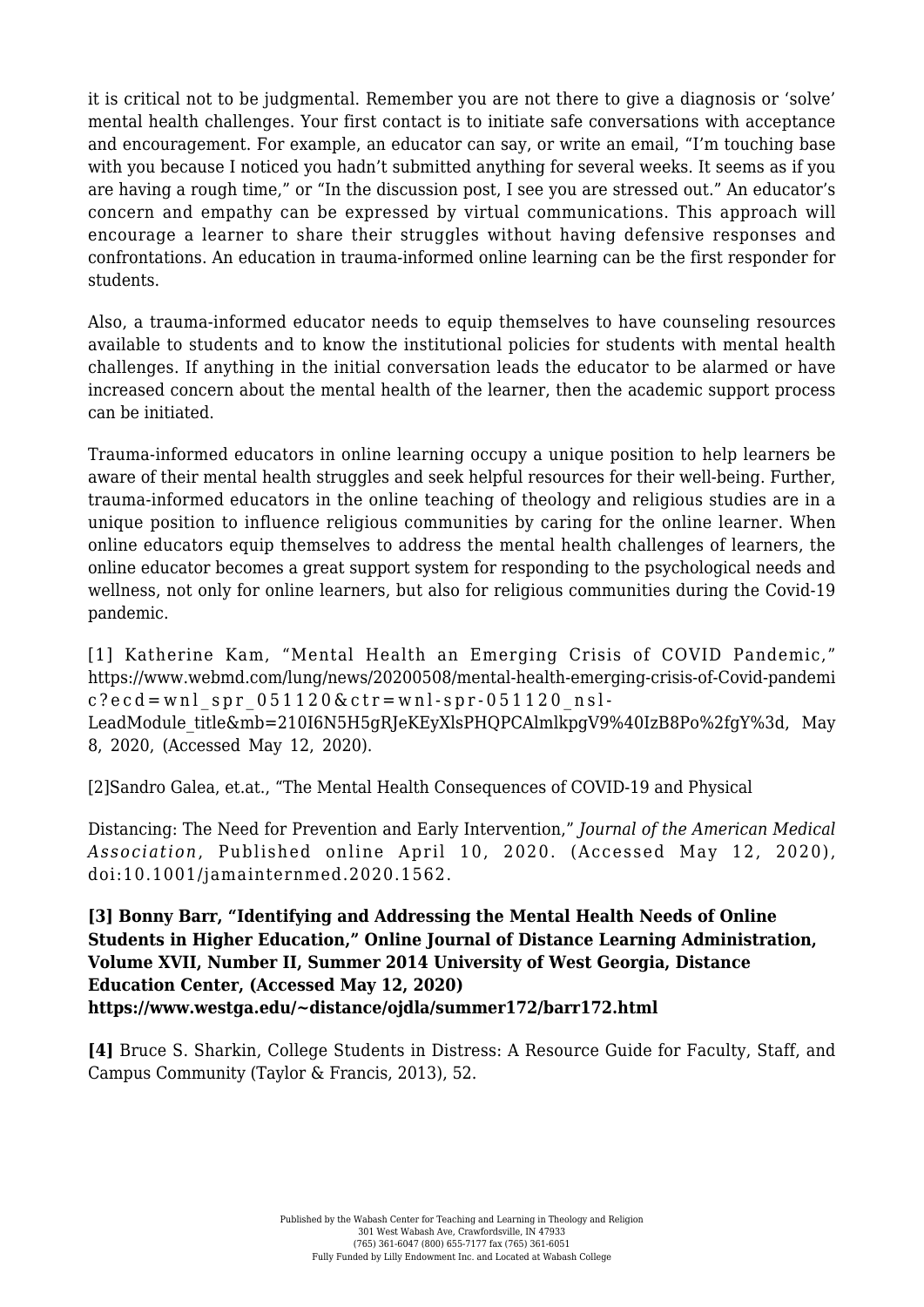it is critical not to be judgmental. Remember you are not there to give a diagnosis or 'solve' mental health challenges. Your first contact is to initiate safe conversations with acceptance and encouragement. For example, an educator can say, or write an email, "I'm touching base with you because I noticed you hadn't submitted anything for several weeks. It seems as if you are having a rough time," or "In the discussion post, I see you are stressed out." An educator's concern and empathy can be expressed by virtual communications. This approach will encourage a learner to share their struggles without having defensive responses and confrontations. An education in trauma-informed online learning can be the first responder for students.

Also, a trauma-informed educator needs to equip themselves to have counseling resources available to students and to know the institutional policies for students with mental health challenges. If anything in the initial conversation leads the educator to be alarmed or have increased concern about the mental health of the learner, then the academic support process can be initiated.

Trauma-informed educators in online learning occupy a unique position to help learners be aware of their mental health struggles and seek helpful resources for their well-being. Further, trauma-informed educators in the online teaching of theology and religious studies are in a unique position to influence religious communities by caring for the online learner. When online educators equip themselves to address the mental health challenges of learners, the online educator becomes a great support system for responding to the psychological needs and wellness, not only for online learners, but also for religious communities during the Covid-19 pandemic.

[1] Katherine Kam, "Mental Health an Emerging Crisis of COVID Pandemic," https://www.webmd.com/lung/news/20200508/mental-health-emerging-crisis-of-Covid-pandemic?ecd=wnl_spr_051120&ctr=wnl-spr-051120_nsl-LeadModule_title&mb=210I6N5H5gRJeKEyXlsPHQPCAlmlkpgV9%40IzB8Po%2fgY%3d, May 8, 2020, (Accessed May 12, 2020).

[2]Sandro Galea, et.at., "The Mental Health Consequences of COVID-19 and Physical

Distancing: The Need for Prevention and Early Intervention," *Journal of the American Medical Association*, Published online April 10, 2020. (Accessed May 12, 2020), doi:10.1001/jamainternmed.2020.1562.

**[3] Bonny Barr, "Identifying and Addressing the Mental Health Needs of Online Students in Higher Education," Online Journal of Distance Learning Administration, Volume XVII, Number II, Summer 2014 University of West Georgia, Distance Education Center, (Accessed May 12, 2020) https://www.westga.edu/~distance/ojdla/summer172/barr172.html**

**[4]** Bruce S. Sharkin, College Students in Distress: A Resource Guide for Faculty, Staff, and Campus Community (Taylor & Francis, 2013), 52.